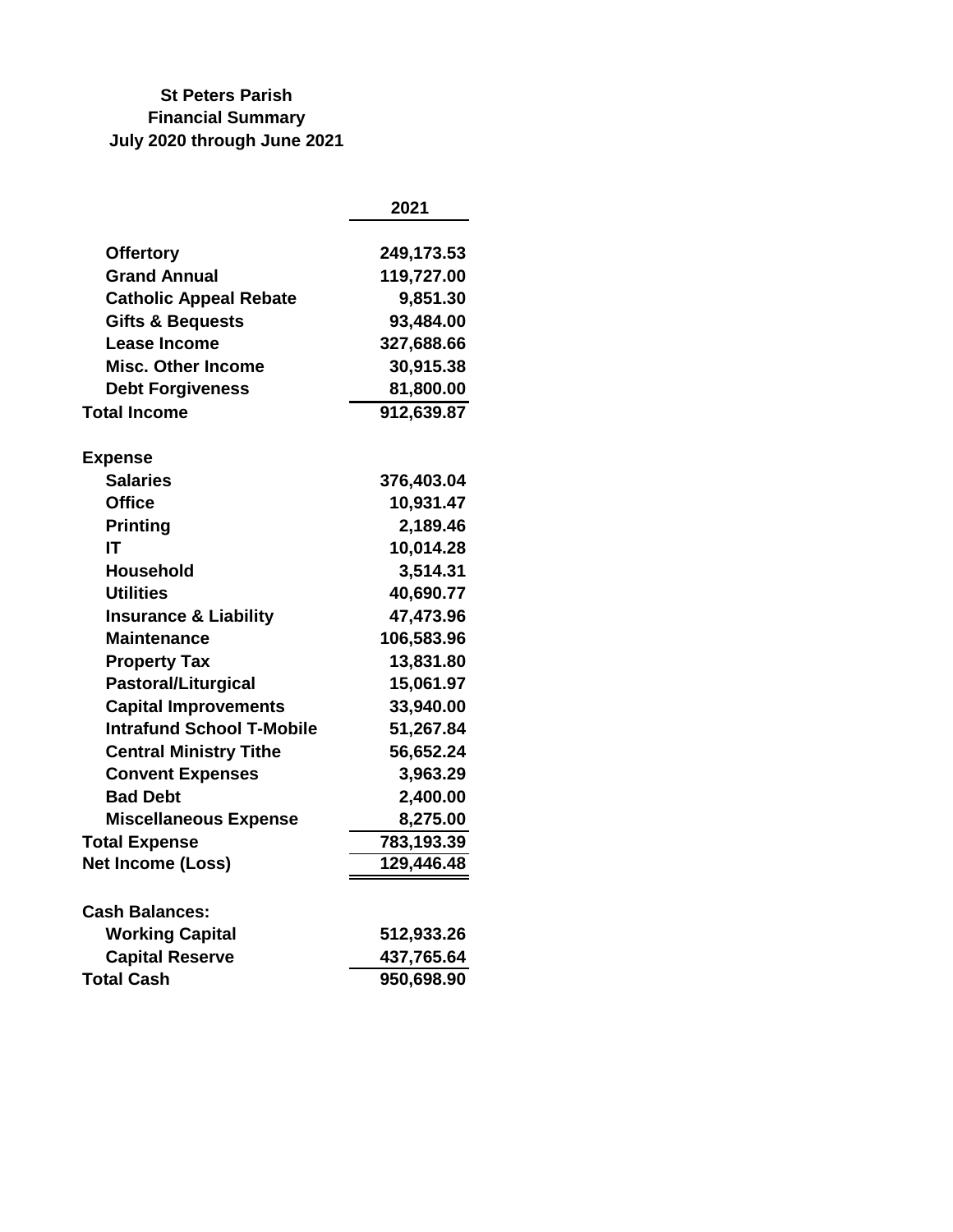# St Peters Parish
## Financial Summary
### July 2020 through June 2021

| | 2021 |
|---|---|
| **Offertory** | 249,173.53 |
| **Grand Annual** | 119,727.00 |
| **Catholic Appeal Rebate** | 9,851.30 |
| **Gifts & Bequests** | 93,484.00 |
| **Lease Income** | 327,688.66 |
| **Misc. Other Income** | 30,915.38 |
| **Debt Forgiveness** | 81,800.00 |
| **Total Income** | **912,639.87** |
| | |
| **Expense** | |
| **Salaries** | 376,403.04 |
| **Office** | 10,931.47 |
| **Printing** | 2,189.46 |
| **IT** | 10,014.28 |
| **Household** | 3,514.31 |
| **Utilities** | 40,690.77 |
| **Insurance & Liability** | 47,473.96 |
| **Maintenance** | 106,583.96 |
| **Property Tax** | 13,831.80 |
| **Pastoral/Liturgical** | 15,061.97 |
| **Capital Improvements** | 33,940.00 |
| **Intrafund School T-Mobile** | 51,267.84 |
| **Central Ministry Tithe** | 56,652.24 |
| **Convent Expenses** | 3,963.29 |
| **Bad Debt** | 2,400.00 |
| **Miscellaneous Expense** | 8,275.00 |
| **Total Expense** | **783,193.39** |
| **Net Income (Loss)** | **129,446.48** |
| | |
| **Cash Balances:** | |
| **Working Capital** | 512,933.26 |
| **Capital Reserve** | 437,765.64 |
| **Total Cash** | **950,698.90** |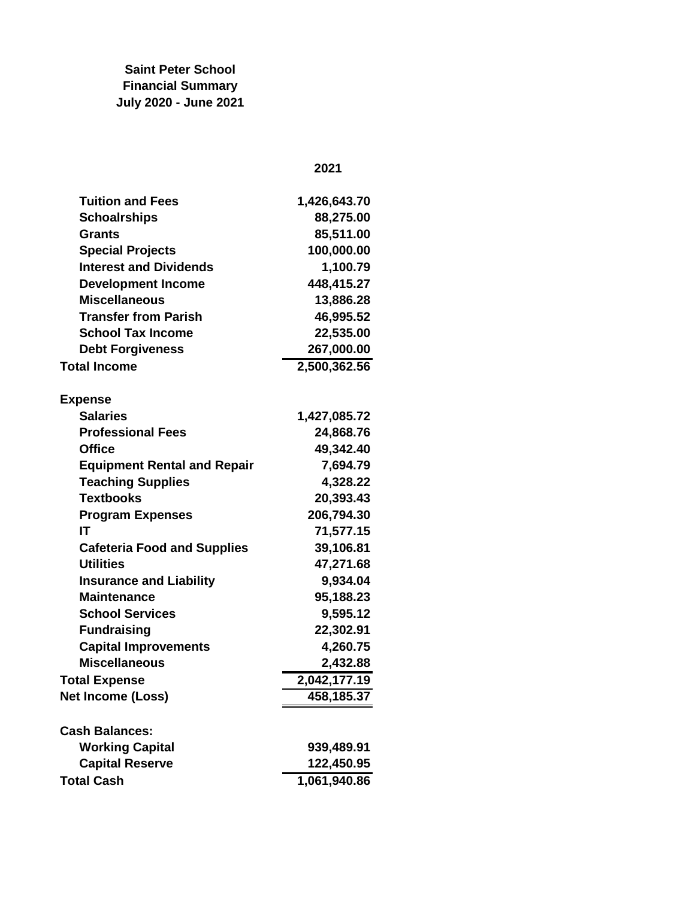**Saint Peter School**
**Financial Summary**
**July 2020 - June 2021**

| | 2021 |
|---|---|
| Tuition and Fees | 1,426,643.70 |
| Schoalrships | 88,275.00 |
| Grants | 85,511.00 |
| Special Projects | 100,000.00 |
| Interest and Dividends | 1,100.79 |
| Development Income | 448,415.27 |
| Miscellaneous | 13,886.28 |
| Transfer from Parish | 46,995.52 |
| School Tax Income | 22,535.00 |
| Debt Forgiveness | 267,000.00 |
| **Total Income** | **2,500,362.56** |
| **Expense** | |
| Salaries | 1,427,085.72 |
| Professional Fees | 24,868.76 |
| Office | 49,342.40 |
| Equipment Rental and Repair | 7,694.79 |
| Teaching Supplies | 4,328.22 |
| Textbooks | 20,393.43 |
| Program Expenses | 206,794.30 |
| IT | 71,577.15 |
| Cafeteria Food and Supplies | 39,106.81 |
| Utilities | 47,271.68 |
| Insurance and Liability | 9,934.04 |
| Maintenance | 95,188.23 |
| School Services | 9,595.12 |
| Fundraising | 22,302.91 |
| Capital Improvements | 4,260.75 |
| Miscellaneous | 2,432.88 |
| **Total Expense** | **2,042,177.19** |
| **Net Income (Loss)** | **458,185.37** |
| **Cash Balances:** | |
| Working Capital | 939,489.91 |
| Capital Reserve | 122,450.95 |
| **Total Cash** | **1,061,940.86** |